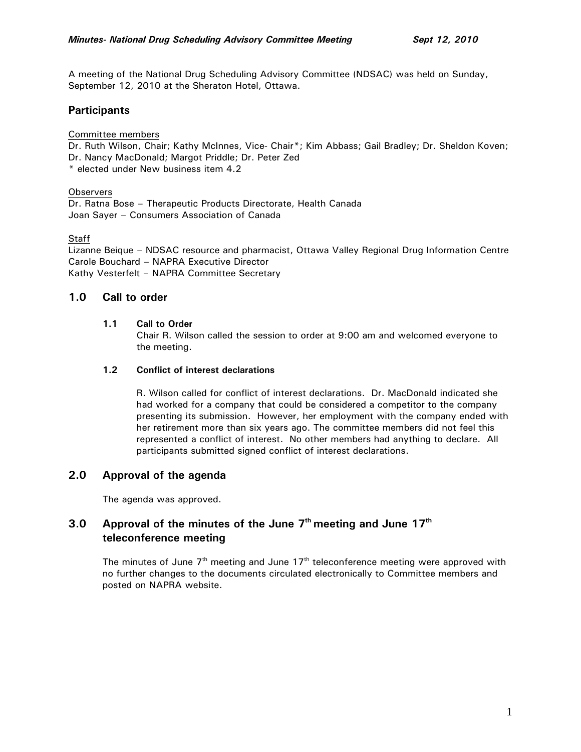A meeting of the National Drug Scheduling Advisory Committee (NDSAC) was held on Sunday, September 12, 2010 at the Sheraton Hotel, Ottawa.

## Participants

Committee members

Dr. Ruth Wilson, Chair; Kathy McInnes, Vice- Chair*; Kim Abbass; Gail Bradley; Dr. Sheldon Koven; Dr. Nancy MacDonald; Margot Priddle; Dr. Peter Zed

* elected under New business item 4.2

Observers

Dr. Ratna Bose – Therapeutic Products Directorate, Health Canada

Joan Sayer – Consumers Association of Canada

Staff

Lizanne Beique – NDSAC resource and pharmacist, Ottawa Valley Regional Drug Information Centre

Carole Bouchard – NAPRA Executive Director

Kathy Vesterfelt – NAPRA Committee Secretary

## 1.0 Call to order

### 1.1 Call to Order

Chair R. Wilson called the session to order at 9:00 am and welcomed everyone to the meeting.

### 1.2 Conflict of interest declarations

R. Wilson called for conflict of interest declarations. Dr. MacDonald indicated she had worked for a company that could be considered a competitor to the company presenting its submission. However, her employment with the company ended with her retirement more than six years ago. The committee members did not feel this represented a conflict of interest. No other members had anything to declare. All participants submitted signed conflict of interest declarations.

## 2.0 Approval of the agenda

The agenda was approved.

## 3.0 Approval of the minutes of the June 7th meeting and June 17th teleconference meeting

The minutes of June 7th meeting and June 17th teleconference meeting were approved with no further changes to the documents circulated electronically to Committee members and posted on NAPRA website.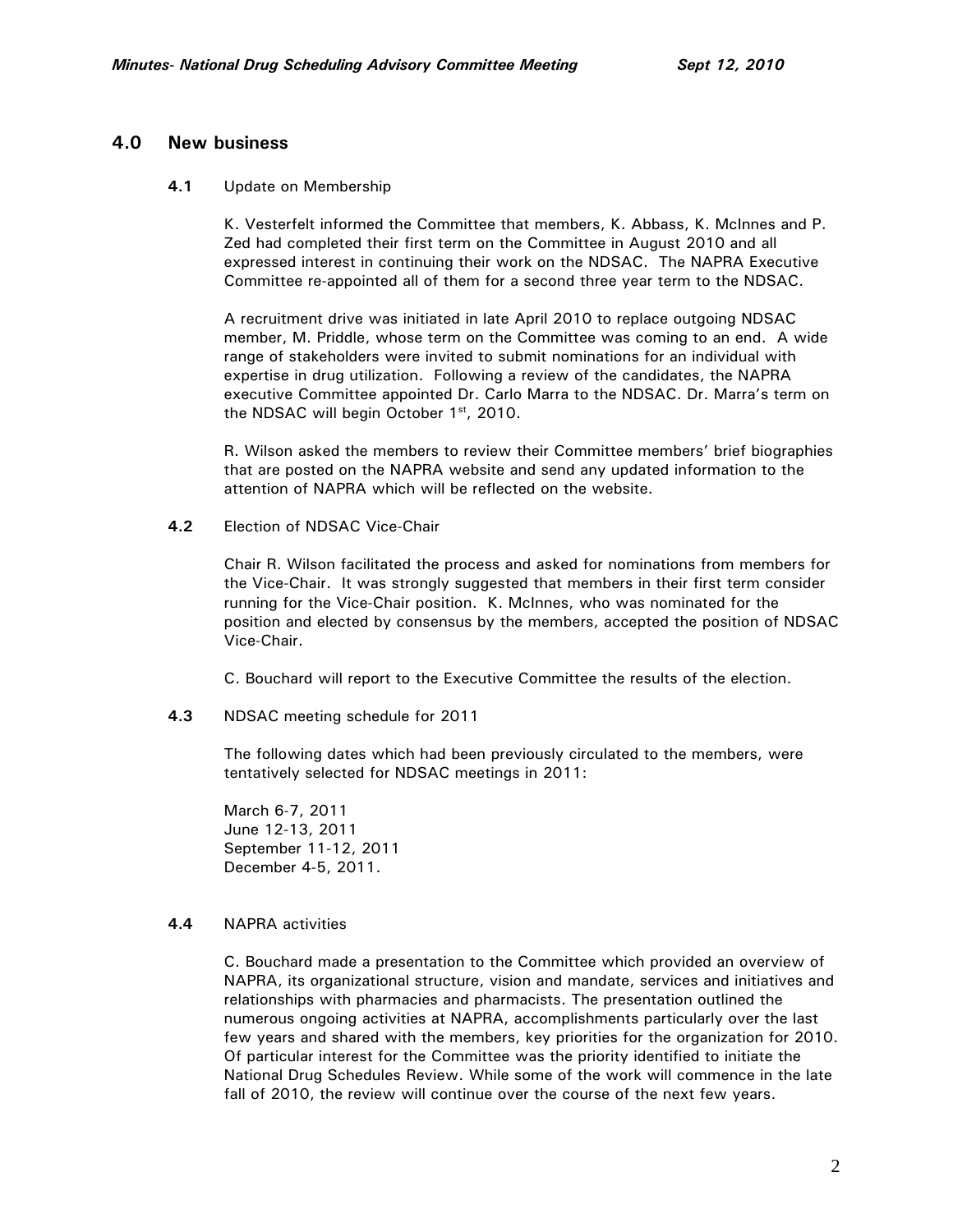## 4.0 New business

**4.1** Update on Membership

K. Vesterfelt informed the Committee that members, K. Abbass, K. McInnes and P. Zed had completed their first term on the Committee in August 2010 and all expressed interest in continuing their work on the NDSAC. The NAPRA Executive Committee re-appointed all of them for a second three year term to the NDSAC.

A recruitment drive was initiated in late April 2010 to replace outgoing NDSAC member, M. Priddle, whose term on the Committee was coming to an end. A wide range of stakeholders were invited to submit nominations for an individual with expertise in drug utilization. Following a review of the candidates, the NAPRA executive Committee appointed Dr. Carlo Marra to the NDSAC. Dr. Marra's term on the NDSAC will begin October 1st, 2010.

R. Wilson asked the members to review their Committee members' brief biographies that are posted on the NAPRA website and send any updated information to the attention of NAPRA which will be reflected on the website.

**4.2** Election of NDSAC Vice-Chair

Chair R. Wilson facilitated the process and asked for nominations from members for the Vice-Chair. It was strongly suggested that members in their first term consider running for the Vice-Chair position. K. McInnes, who was nominated for the position and elected by consensus by the members, accepted the position of NDSAC Vice-Chair.

C. Bouchard will report to the Executive Committee the results of the election.

**4.3** NDSAC meeting schedule for 2011

The following dates which had been previously circulated to the members, were tentatively selected for NDSAC meetings in 2011:

March 6-7, 2011
June 12-13, 2011
September 11-12, 2011
December 4-5, 2011.

**4.4** NAPRA activities

C. Bouchard made a presentation to the Committee which provided an overview of NAPRA, its organizational structure, vision and mandate, services and initiatives and relationships with pharmacies and pharmacists. The presentation outlined the numerous ongoing activities at NAPRA, accomplishments particularly over the last few years and shared with the members, key priorities for the organization for 2010. Of particular interest for the Committee was the priority identified to initiate the National Drug Schedules Review. While some of the work will commence in the late fall of 2010, the review will continue over the course of the next few years.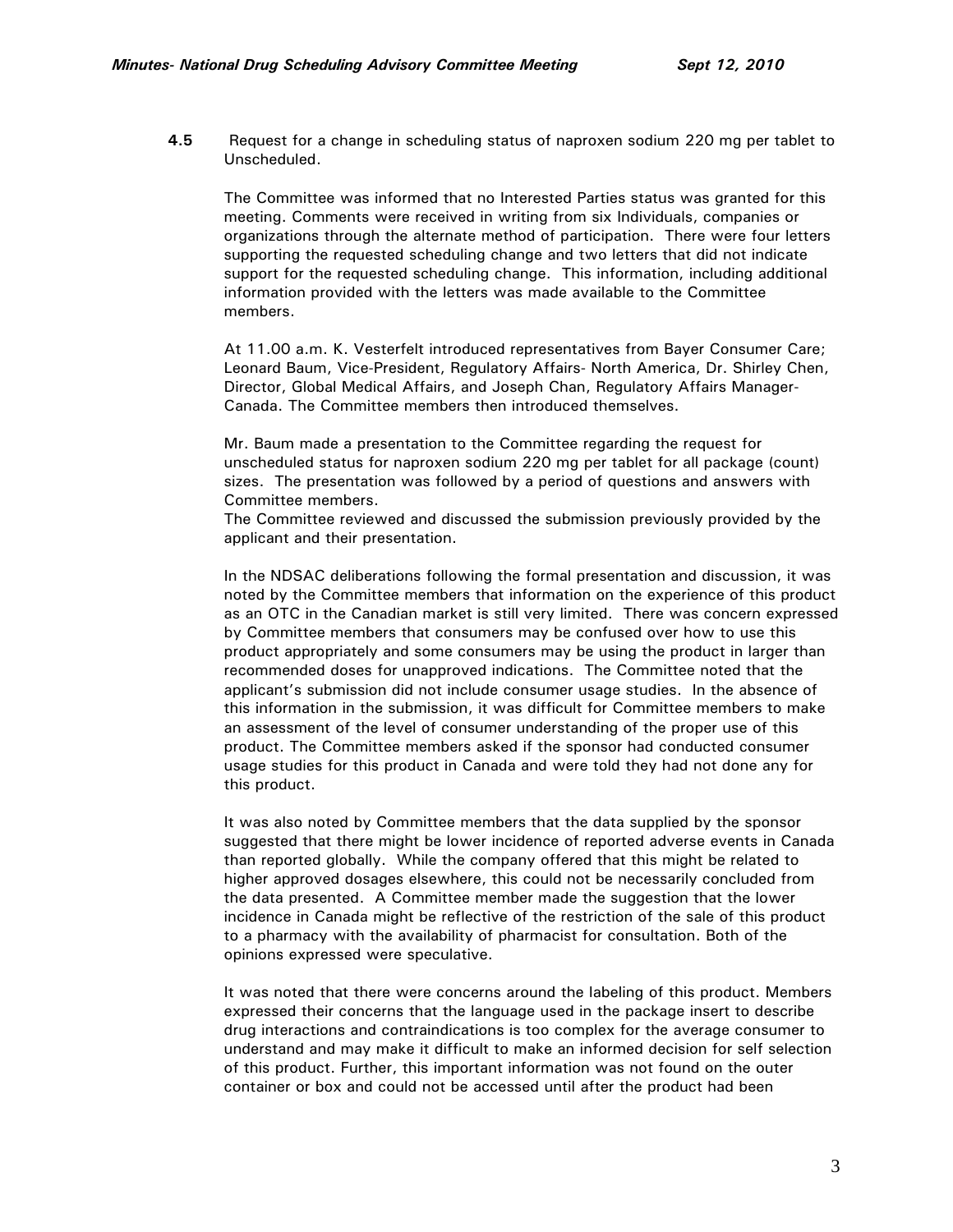**4.5** Request for a change in scheduling status of naproxen sodium 220 mg per tablet to Unscheduled.

The Committee was informed that no Interested Parties status was granted for this meeting. Comments were received in writing from six Individuals, companies or organizations through the alternate method of participation. There were four letters supporting the requested scheduling change and two letters that did not indicate support for the requested scheduling change. This information, including additional information provided with the letters was made available to the Committee members.

At 11.00 a.m. K. Vesterfelt introduced representatives from Bayer Consumer Care; Leonard Baum, Vice-President, Regulatory Affairs- North America, Dr. Shirley Chen, Director, Global Medical Affairs, and Joseph Chan, Regulatory Affairs Manager- Canada. The Committee members then introduced themselves.

Mr. Baum made a presentation to the Committee regarding the request for unscheduled status for naproxen sodium 220 mg per tablet for all package (count) sizes. The presentation was followed by a period of questions and answers with Committee members.

The Committee reviewed and discussed the submission previously provided by the applicant and their presentation.

In the NDSAC deliberations following the formal presentation and discussion, it was noted by the Committee members that information on the experience of this product as an OTC in the Canadian market is still very limited. There was concern expressed by Committee members that consumers may be confused over how to use this product appropriately and some consumers may be using the product in larger than recommended doses for unapproved indications. The Committee noted that the applicant's submission did not include consumer usage studies. In the absence of this information in the submission, it was difficult for Committee members to make an assessment of the level of consumer understanding of the proper use of this product. The Committee members asked if the sponsor had conducted consumer usage studies for this product in Canada and were told they had not done any for this product.

It was also noted by Committee members that the data supplied by the sponsor suggested that there might be lower incidence of reported adverse events in Canada than reported globally. While the company offered that this might be related to higher approved dosages elsewhere, this could not be necessarily concluded from the data presented. A Committee member made the suggestion that the lower incidence in Canada might be reflective of the restriction of the sale of this product to a pharmacy with the availability of pharmacist for consultation. Both of the opinions expressed were speculative.

It was noted that there were concerns around the labeling of this product. Members expressed their concerns that the language used in the package insert to describe drug interactions and contraindications is too complex for the average consumer to understand and may make it difficult to make an informed decision for self selection of this product. Further, this important information was not found on the outer container or box and could not be accessed until after the product had been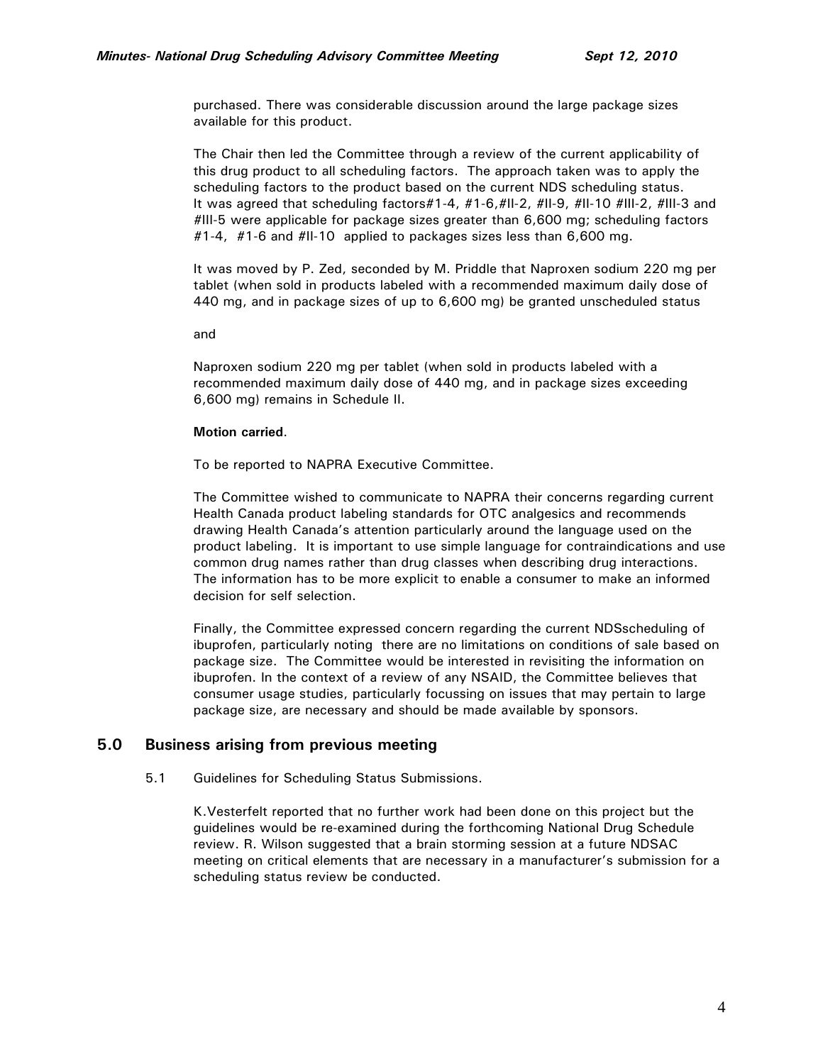purchased. There was considerable discussion around the large package sizes available for this product.

The Chair then led the Committee through a review of the current applicability of this drug product to all scheduling factors. The approach taken was to apply the scheduling factors to the product based on the current NDS scheduling status. It was agreed that scheduling factors#1-4, #1-6,#II-2, #II-9, #II-10 #III-2, #III-3 and #III-5 were applicable for package sizes greater than 6,600 mg; scheduling factors #1-4, #1-6 and #II-10 applied to packages sizes less than 6,600 mg.

It was moved by P. Zed, seconded by M. Priddle that Naproxen sodium 220 mg per tablet (when sold in products labeled with a recommended maximum daily dose of 440 mg, and in package sizes of up to 6,600 mg) be granted unscheduled status

and

Naproxen sodium 220 mg per tablet (when sold in products labeled with a recommended maximum daily dose of 440 mg, and in package sizes exceeding 6,600 mg) remains in Schedule II.

**Motion carried**.

To be reported to NAPRA Executive Committee.

The Committee wished to communicate to NAPRA their concerns regarding current Health Canada product labeling standards for OTC analgesics and recommends drawing Health Canada's attention particularly around the language used on the product labeling. It is important to use simple language for contraindications and use common drug names rather than drug classes when describing drug interactions. The information has to be more explicit to enable a consumer to make an informed decision for self selection.

Finally, the Committee expressed concern regarding the current NDSscheduling of ibuprofen, particularly noting there are no limitations on conditions of sale based on package size. The Committee would be interested in revisiting the information on ibuprofen. In the context of a review of any NSAID, the Committee believes that consumer usage studies, particularly focussing on issues that may pertain to large package size, are necessary and should be made available by sponsors.

## 5.0 Business arising from previous meeting

5.1 Guidelines for Scheduling Status Submissions.

K.Vesterfelt reported that no further work had been done on this project but the guidelines would be re-examined during the forthcoming National Drug Schedule review. R. Wilson suggested that a brain storming session at a future NDSAC meeting on critical elements that are necessary in a manufacturer's submission for a scheduling status review be conducted.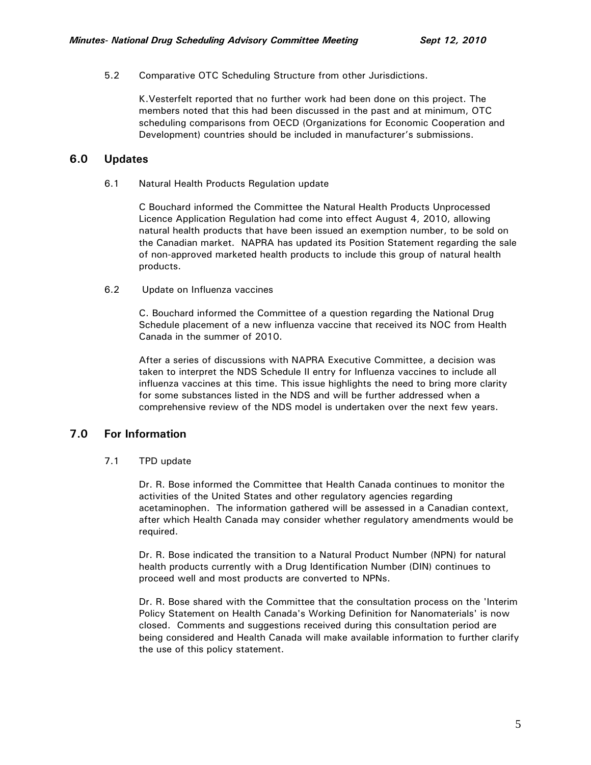5.2 Comparative OTC Scheduling Structure from other Jurisdictions.

K.Vesterfelt reported that no further work had been done on this project. The members noted that this had been discussed in the past and at minimum, OTC scheduling comparisons from OECD (Organizations for Economic Cooperation and Development) countries should be included in manufacturer's submissions.

## 6.0 Updates

6.1 Natural Health Products Regulation update

C Bouchard informed the Committee the Natural Health Products Unprocessed Licence Application Regulation had come into effect August 4, 2010, allowing natural health products that have been issued an exemption number, to be sold on the Canadian market. NAPRA has updated its Position Statement regarding the sale of non-approved marketed health products to include this group of natural health products.

6.2 Update on Influenza vaccines

C. Bouchard informed the Committee of a question regarding the National Drug Schedule placement of a new influenza vaccine that received its NOC from Health Canada in the summer of 2010.

After a series of discussions with NAPRA Executive Committee, a decision was taken to interpret the NDS Schedule II entry for Influenza vaccines to include all influenza vaccines at this time. This issue highlights the need to bring more clarity for some substances listed in the NDS and will be further addressed when a comprehensive review of the NDS model is undertaken over the next few years.

## 7.0 For Information

7.1 TPD update

Dr. R. Bose informed the Committee that Health Canada continues to monitor the activities of the United States and other regulatory agencies regarding acetaminophen. The information gathered will be assessed in a Canadian context, after which Health Canada may consider whether regulatory amendments would be required.

Dr. R. Bose indicated the transition to a Natural Product Number (NPN) for natural health products currently with a Drug Identification Number (DIN) continues to proceed well and most products are converted to NPNs.

Dr. R. Bose shared with the Committee that the consultation process on the 'Interim Policy Statement on Health Canada's Working Definition for Nanomaterials' is now closed. Comments and suggestions received during this consultation period are being considered and Health Canada will make available information to further clarify the use of this policy statement.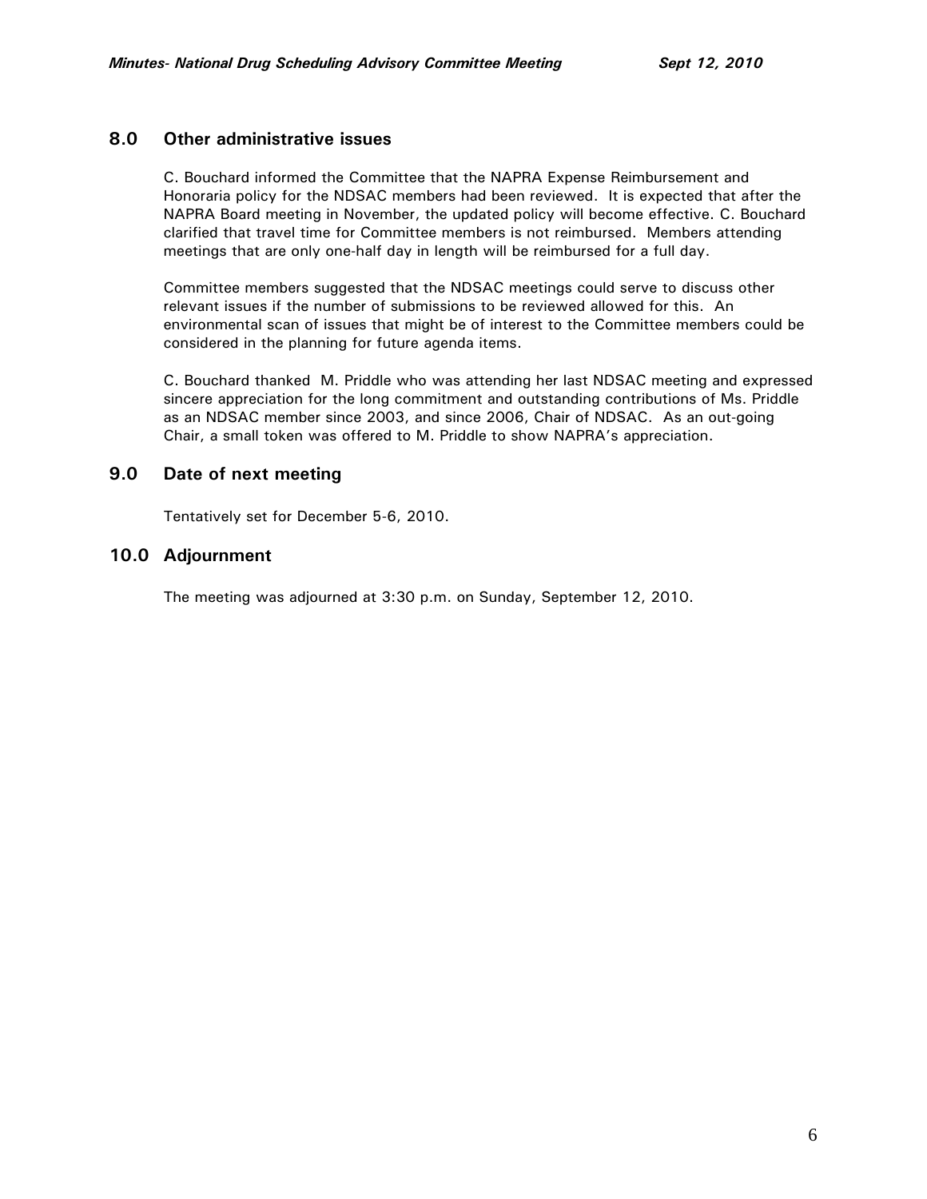## 8.0 Other administrative issues

C. Bouchard informed the Committee that the NAPRA Expense Reimbursement and Honoraria policy for the NDSAC members had been reviewed. It is expected that after the NAPRA Board meeting in November, the updated policy will become effective. C. Bouchard clarified that travel time for Committee members is not reimbursed. Members attending meetings that are only one-half day in length will be reimbursed for a full day.

Committee members suggested that the NDSAC meetings could serve to discuss other relevant issues if the number of submissions to be reviewed allowed for this. An environmental scan of issues that might be of interest to the Committee members could be considered in the planning for future agenda items.

C. Bouchard thanked M. Priddle who was attending her last NDSAC meeting and expressed sincere appreciation for the long commitment and outstanding contributions of Ms. Priddle as an NDSAC member since 2003, and since 2006, Chair of NDSAC. As an out-going Chair, a small token was offered to M. Priddle to show NAPRA's appreciation.

## 9.0 Date of next meeting

Tentatively set for December 5-6, 2010.

## 10.0 Adjournment

The meeting was adjourned at 3:30 p.m. on Sunday, September 12, 2010.